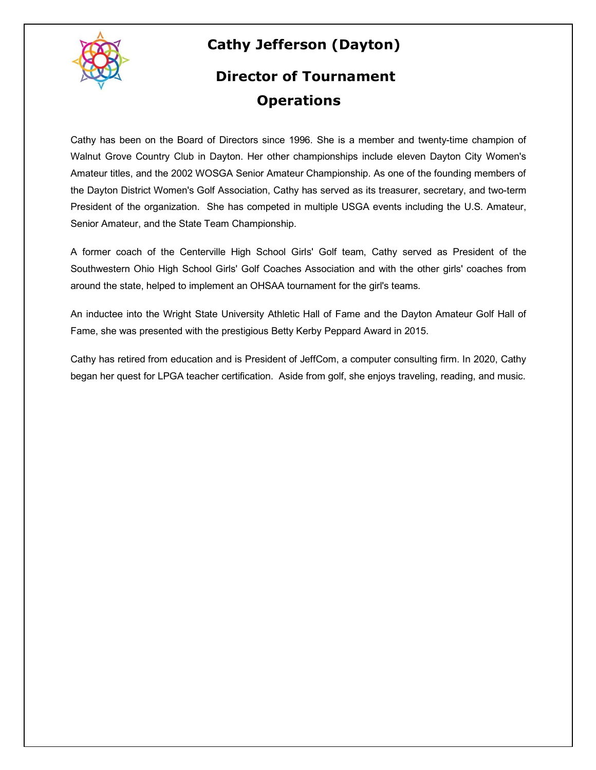# Cathy Jefferson (Dayton)

## Director of Tournament Operations

Cathy has been on the Board of Directors since 1996. She is a member and twenty-time champion of Walnut Grove Country Club in Dayton. Her other championships include eleven Dayton City Women's Amateur titles, and the 2002 WOSGA Senior Amateur Championship. As one of the founding members of the Dayton District Women's Golf Association, Cathy has served as its treasurer, secretary, and two-term President of the organization. She has competed in multiple USGA events including the U.S. Amateur, Senior Amateur, and the State Team Championship.

A former coach of the Centerville High School Girls' Golf team, Cathy served as President of the Southwestern Ohio High School Girls' Golf Coaches Association and with the other girls' coaches from around the state, helped to implement an OHSAA tournament for the girl's teams.

An inductee into the Wright State University Athletic Hall of Fame and the Dayton Amateur Golf Hall of Fame, she was presented with the prestigious Betty Kerby Peppard Award in 2015.

Cathy has retired from education and is President of JeffCom, a computer consulting firm. In 2020, Cathy began her quest for LPGA teacher certification. Aside from golf, she enjoys traveling, reading, and music.